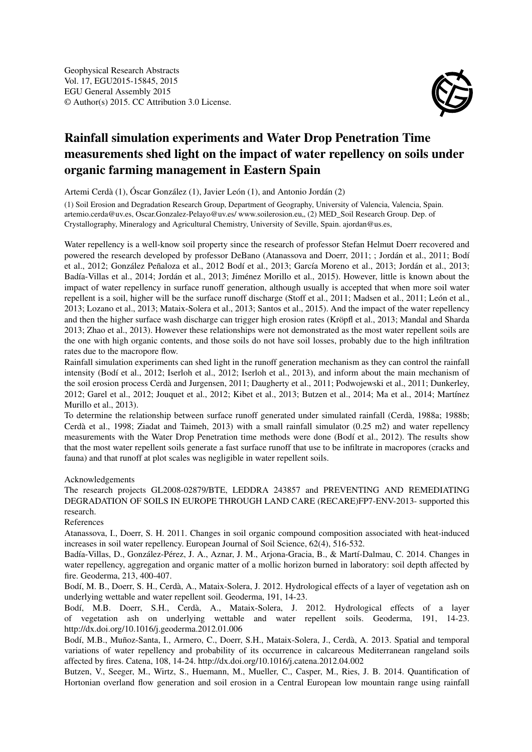Geophysical Research Abstracts
Vol. 17, EGU2015-15845, 2015
EGU General Assembly 2015
© Author(s) 2015. CC Attribution 3.0 License.

# Rainfall simulation experiments and Water Drop Penetration Time measurements shed light on the impact of water repellency on soils under organic farming management in Eastern Spain

Artemi Cerdà (1), Óscar González (1), Javier León (1), and Antonio Jordán (2)

(1) Soil Erosion and Degradation Research Group, Department of Geography, University of Valencia, Valencia, Spain. artemio.cerda@uv.es, Oscar.Gonzalez-Pelayo@uv.es/ www.soilerosion.eu,, (2) MED_Soil Research Group. Dep. of Crystallography, Mineralogy and Agricultural Chemistry, University of Seville, Spain. ajordan@us.es,

Water repellency is a well-know soil property since the research of professor Stefan Helmut Doerr recovered and powered the research developed by professor DeBano (Atanassova and Doerr, 2011; ; Jordán et al., 2011; Bodí et al., 2012; González Peñaloza et al., 2012 Bodí et al., 2013; García Moreno et al., 2013; Jordán et al., 2013; Badía-Villas et al., 2014; Jordán et al., 2013; Jiménez Morillo et al., 2015). However, little is known about the impact of water repellency in surface runoff generation, although usually is accepted that when more soil water repellent is a soil, higher will be the surface runoff discharge (Stoff et al., 2011; Madsen et al., 2011; León et al., 2013; Lozano et al., 2013; Mataix-Solera et al., 2013; Santos et al., 2015). And the impact of the water repellency and then the higher surface wash discharge can trigger high erosion rates (Kröpfl et al., 2013; Mandal and Sharda 2013; Zhao et al., 2013). However these relationships were not demonstrated as the most water repellent soils are the one with high organic contents, and those soils do not have soil losses, probably due to the high infiltration rates due to the macropore flow.

Rainfall simulation experiments can shed light in the runoff generation mechanism as they can control the rainfall intensity (Bodí et al., 2012; Iserloh et al., 2012; Iserloh et al., 2013), and inform about the main mechanism of the soil erosion process Cerdà and Jurgensen, 2011; Daugherty et al., 2011; Podwojewski et al., 2011; Dunkerley, 2012; Garel et al., 2012; Jouquet et al., 2012; Kibet et al., 2013; Butzen et al., 2014; Ma et al., 2014; Martínez Murillo et al., 2013).

To determine the relationship between surface runoff generated under simulated rainfall (Cerdà, 1988a; 1988b; Cerdà et al., 1998; Ziadat and Taimeh, 2013) with a small rainfall simulator (0.25 m2) and water repellency measurements with the Water Drop Penetration time methods were done (Bodí et al., 2012). The results show that the most water repellent soils generate a fast surface runoff that use to be infiltrate in macropores (cracks and fauna) and that runoff at plot scales was negligible in water repellent soils.

Acknowledgements

The research projects GL2008-02879/BTE, LEDDRA 243857 and PREVENTING AND REMEDIATING DEGRADATION OF SOILS IN EUROPE THROUGH LAND CARE (RECARE)FP7-ENV-2013- supported this research.

References

Atanassova, I., Doerr, S. H. 2011. Changes in soil organic compound composition associated with heat-induced increases in soil water repellency. European Journal of Soil Science, 62(4), 516-532.

Badía-Villas, D., González-Pérez, J. A., Aznar, J. M., Arjona-Gracia, B., & Martí-Dalmau, C. 2014. Changes in water repellency, aggregation and organic matter of a mollic horizon burned in laboratory: soil depth affected by fire. Geoderma, 213, 400-407.

Bodí, M. B., Doerr, S. H., Cerdà, A., Mataix-Solera, J. 2012. Hydrological effects of a layer of vegetation ash on underlying wettable and water repellent soil. Geoderma, 191, 14-23.

Bodí, M.B. Doerr, S.H., Cerdà, A., Mataix-Solera, J. 2012. Hydrological effects of a layer of vegetation ash on underlying wettable and water repellent soils. Geoderma, 191, 14-23. http://dx.doi.org/10.1016/j.geoderma.2012.01.006

Bodí, M.B., Muñoz-Santa, I., Armero, C., Doerr, S.H., Mataix-Solera, J., Cerdà, A. 2013. Spatial and temporal variations of water repellency and probability of its occurrence in calcareous Mediterranean rangeland soils affected by fires. Catena, 108, 14-24. http://dx.doi.org/10.1016/j.catena.2012.04.002

Butzen, V., Seeger, M., Wirtz, S., Huemann, M., Mueller, C., Casper, M., Ries, J. B. 2014. Quantification of Hortonian overland flow generation and soil erosion in a Central European low mountain range using rainfall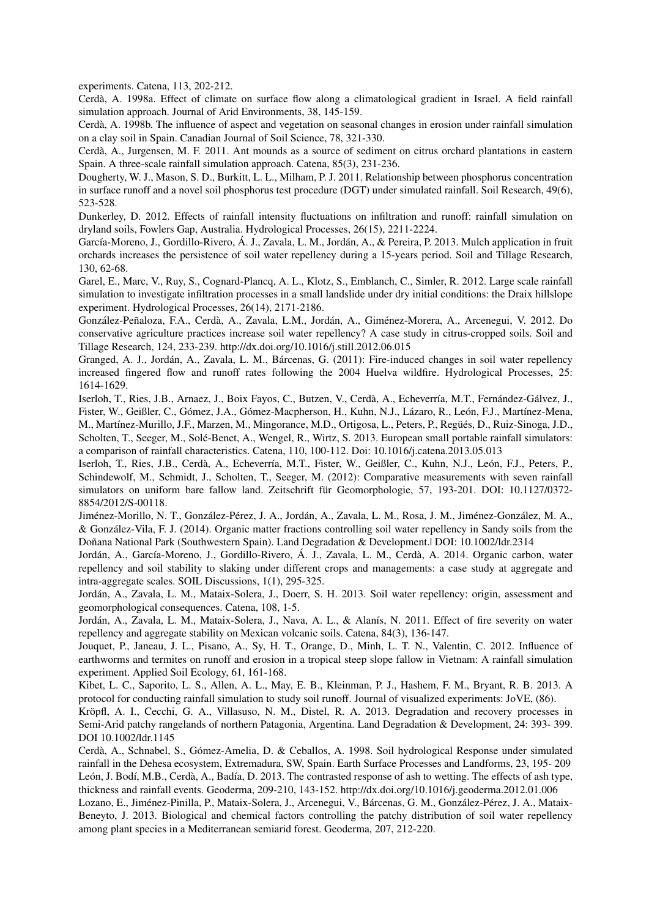experiments. Catena, 113, 202-212.

Cerdà, A. 1998a. Effect of climate on surface flow along a climatological gradient in Israel. A field rainfall simulation approach. Journal of Arid Environments, 38, 145-159.

Cerdà, A. 1998b. The influence of aspect and vegetation on seasonal changes in erosion under rainfall simulation on a clay soil in Spain. Canadian Journal of Soil Science, 78, 321-330.

Cerdà, A., Jurgensen, M. F. 2011. Ant mounds as a source of sediment on citrus orchard plantations in eastern Spain. A three-scale rainfall simulation approach. Catena, 85(3), 231-236.

Dougherty, W. J., Mason, S. D., Burkitt, L. L., Milham, P. J. 2011. Relationship between phosphorus concentration in surface runoff and a novel soil phosphorus test procedure (DGT) under simulated rainfall. Soil Research, 49(6), 523-528.

Dunkerley, D. 2012. Effects of rainfall intensity fluctuations on infiltration and runoff: rainfall simulation on dryland soils, Fowlers Gap, Australia. Hydrological Processes, 26(15), 2211-2224.

García-Moreno, J., Gordillo-Rivero, Á. J., Zavala, L. M., Jordán, A., & Pereira, P. 2013. Mulch application in fruit orchards increases the persistence of soil water repellency during a 15-years period. Soil and Tillage Research, 130, 62-68.

Garel, E., Marc, V., Ruy, S., Cognard-Plancq, A. L., Klotz, S., Emblanch, C., Simler, R. 2012. Large scale rainfall simulation to investigate infiltration processes in a small landslide under dry initial conditions: the Draix hillslope experiment. Hydrological Processes, 26(14), 2171-2186.

González-Peñaloza, F.A., Cerdà, A., Zavala, L.M., Jordán, A., Giménez-Morera, A., Arcenegui, V. 2012. Do conservative agriculture practices increase soil water repellency? A case study in citrus-cropped soils. Soil and Tillage Research, 124, 233-239. http://dx.doi.org/10.1016/j.still.2012.06.015

Granged, A. J., Jordán, A., Zavala, L. M., Bárcenas, G. (2011): Fire-induced changes in soil water repellency increased fingered flow and runoff rates following the 2004 Huelva wildfire. Hydrological Processes, 25: 1614-1629.

Iserloh, T., Ries, J.B., Arnaez, J., Boix Fayos, C., Butzen, V., Cerdà, A., Echeverría, M.T., Fernández-Gálvez, J., Fister, W., Geißler, C., Gómez, J.A., Gómez-Macpherson, H., Kuhn, N.J., Lázaro, R., León, F.J., Martínez-Mena, M., Martínez-Murillo, J.F., Marzen, M., Mingorance, M.D., Ortigosa, L., Peters, P., Regüés, D., Ruiz-Sinoga, J.D., Scholten, T., Seeger, M., Solé-Benet, A., Wengel, R., Wirtz, S. 2013. European small portable rainfall simulators: a comparison of rainfall characteristics. Catena, 110, 100-112. Doi: 10.1016/j.catena.2013.05.013

Iserloh, T., Ries, J.B., Cerdà, A., Echeverría, M.T., Fister, W., Geißler, C., Kuhn, N.J., León, F.J., Peters, P., Schindewolf, M., Schmidt, J., Scholten, T., Seeger, M. (2012): Comparative measurements with seven rainfall simulators on uniform bare fallow land. Zeitschrift für Geomorphologie, 57, 193-201. DOI: 10.1127/0372-8854/2012/S-00118.

Jiménez-Morillo, N. T., González-Pérez, J. A., Jordán, A., Zavala, L. M., Rosa, J. M., Jiménez-González, M. A., & González-Vila, F. J. (2014). Organic matter fractions controlling soil water repellency in Sandy soils from the Doñana National Park (Southwestern Spain). Land Degradation & Development.| DOI: 10.1002/ldr.2314

Jordán, A., García-Moreno, J., Gordillo-Rivero, Á. J., Zavala, L. M., Cerdà, A. 2014. Organic carbon, water repellency and soil stability to slaking under different crops and managements: a case study at aggregate and intra-aggregate scales. SOIL Discussions, 1(1), 295-325.

Jordán, A., Zavala, L. M., Mataix-Solera, J., Doerr, S. H. 2013. Soil water repellency: origin, assessment and geomorphological consequences. Catena, 108, 1-5.

Jordán, A., Zavala, L. M., Mataix-Solera, J., Nava, A. L., & Alanís, N. 2011. Effect of fire severity on water repellency and aggregate stability on Mexican volcanic soils. Catena, 84(3), 136-147.

Jouquet, P., Janeau, J. L., Pisano, A., Sy, H. T., Orange, D., Minh, L. T. N., Valentin, C. 2012. Influence of earthworms and termites on runoff and erosion in a tropical steep slope fallow in Vietnam: A rainfall simulation experiment. Applied Soil Ecology, 61, 161-168.

Kibet, L. C., Saporito, L. S., Allen, A. L., May, E. B., Kleinman, P. J., Hashem, F. M., Bryant, R. B. 2013. A protocol for conducting rainfall simulation to study soil runoff. Journal of visualized experiments: JoVE, (86).

Kröpfl, A. I., Cecchi, G. A., Villasuso, N. M., Distel, R. A. 2013. Degradation and recovery processes in Semi-Arid patchy rangelands of northern Patagonia, Argentina. Land Degradation & Development, 24: 393- 399. DOI 10.1002/ldr.1145

Cerdà, A., Schnabel, S., Gómez-Amelia, D. & Ceballos, A. 1998. Soil hydrological Response under simulated rainfall in the Dehesa ecosystem, Extremadura, SW, Spain. Earth Surface Processes and Landforms, 23, 195- 209

León, J. Bodí, M.B., Cerdà, A., Badía, D. 2013. The contrasted response of ash to wetting. The effects of ash type, thickness and rainfall events. Geoderma, 209-210, 143-152. http://dx.doi.org/10.1016/j.geoderma.2012.01.006

Lozano, E., Jiménez-Pinilla, P., Mataix-Solera, J., Arcenegui, V., Bárcenas, G. M., González-Pérez, J. A., Mataix-Beneyto, J. 2013. Biological and chemical factors controlling the patchy distribution of soil water repellency among plant species in a Mediterranean semiarid forest. Geoderma, 207, 212-220.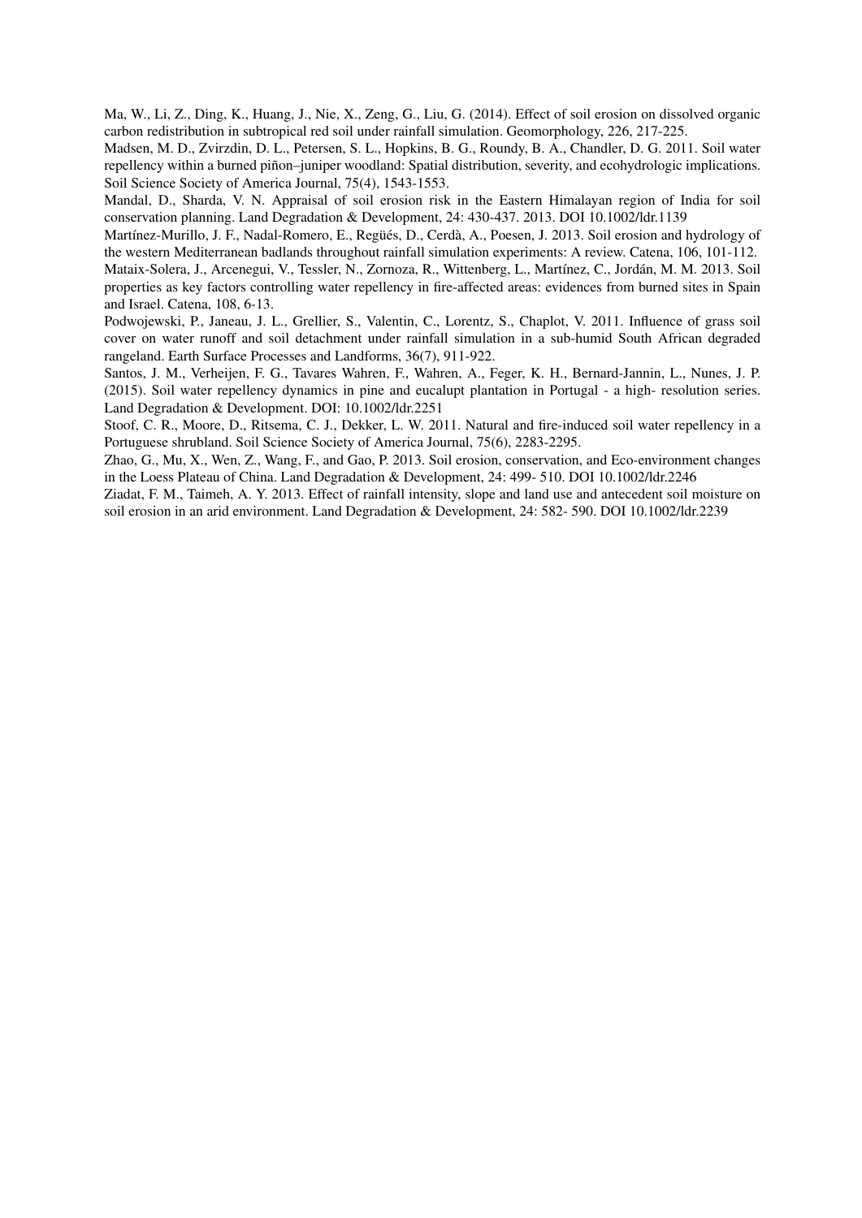Ma, W., Li, Z., Ding, K., Huang, J., Nie, X., Zeng, G., Liu, G. (2014). Effect of soil erosion on dissolved organic carbon redistribution in subtropical red soil under rainfall simulation. Geomorphology, 226, 217-225.

Madsen, M. D., Zvirzdin, D. L., Petersen, S. L., Hopkins, B. G., Roundy, B. A., Chandler, D. G. 2011. Soil water repellency within a burned piñon–juniper woodland: Spatial distribution, severity, and ecohydrologic implications. Soil Science Society of America Journal, 75(4), 1543-1553.

Mandal, D., Sharda, V. N. Appraisal of soil erosion risk in the Eastern Himalayan region of India for soil conservation planning. Land Degradation & Development, 24: 430-437. 2013. DOI 10.1002/ldr.1139

Martínez-Murillo, J. F., Nadal-Romero, E., Regüés, D., Cerdà, A., Poesen, J. 2013. Soil erosion and hydrology of the western Mediterranean badlands throughout rainfall simulation experiments: A review. Catena, 106, 101-112.

Mataix-Solera, J., Arcenegui, V., Tessler, N., Zornoza, R., Wittenberg, L., Martínez, C., Jordán, M. M. 2013. Soil properties as key factors controlling water repellency in fire-affected areas: evidences from burned sites in Spain and Israel. Catena, 108, 6-13.

Podwojewski, P., Janeau, J. L., Grellier, S., Valentin, C., Lorentz, S., Chaplot, V. 2011. Influence of grass soil cover on water runoff and soil detachment under rainfall simulation in a sub-humid South African degraded rangeland. Earth Surface Processes and Landforms, 36(7), 911-922.

Santos, J. M., Verheijen, F. G., Tavares Wahren, F., Wahren, A., Feger, K. H., Bernard-Jannin, L., Nunes, J. P. (2015). Soil water repellency dynamics in pine and eucalupt plantation in Portugal - a high- resolution series. Land Degradation & Development. DOI: 10.1002/ldr.2251

Stoof, C. R., Moore, D., Ritsema, C. J., Dekker, L. W. 2011. Natural and fire-induced soil water repellency in a Portuguese shrubland. Soil Science Society of America Journal, 75(6), 2283-2295.

Zhao, G., Mu, X., Wen, Z., Wang, F., and Gao, P. 2013. Soil erosion, conservation, and Eco-environment changes in the Loess Plateau of China. Land Degradation & Development, 24: 499- 510. DOI 10.1002/ldr.2246

Ziadat, F. M., Taimeh, A. Y. 2013. Effect of rainfall intensity, slope and land use and antecedent soil moisture on soil erosion in an arid environment. Land Degradation & Development, 24: 582- 590. DOI 10.1002/ldr.2239